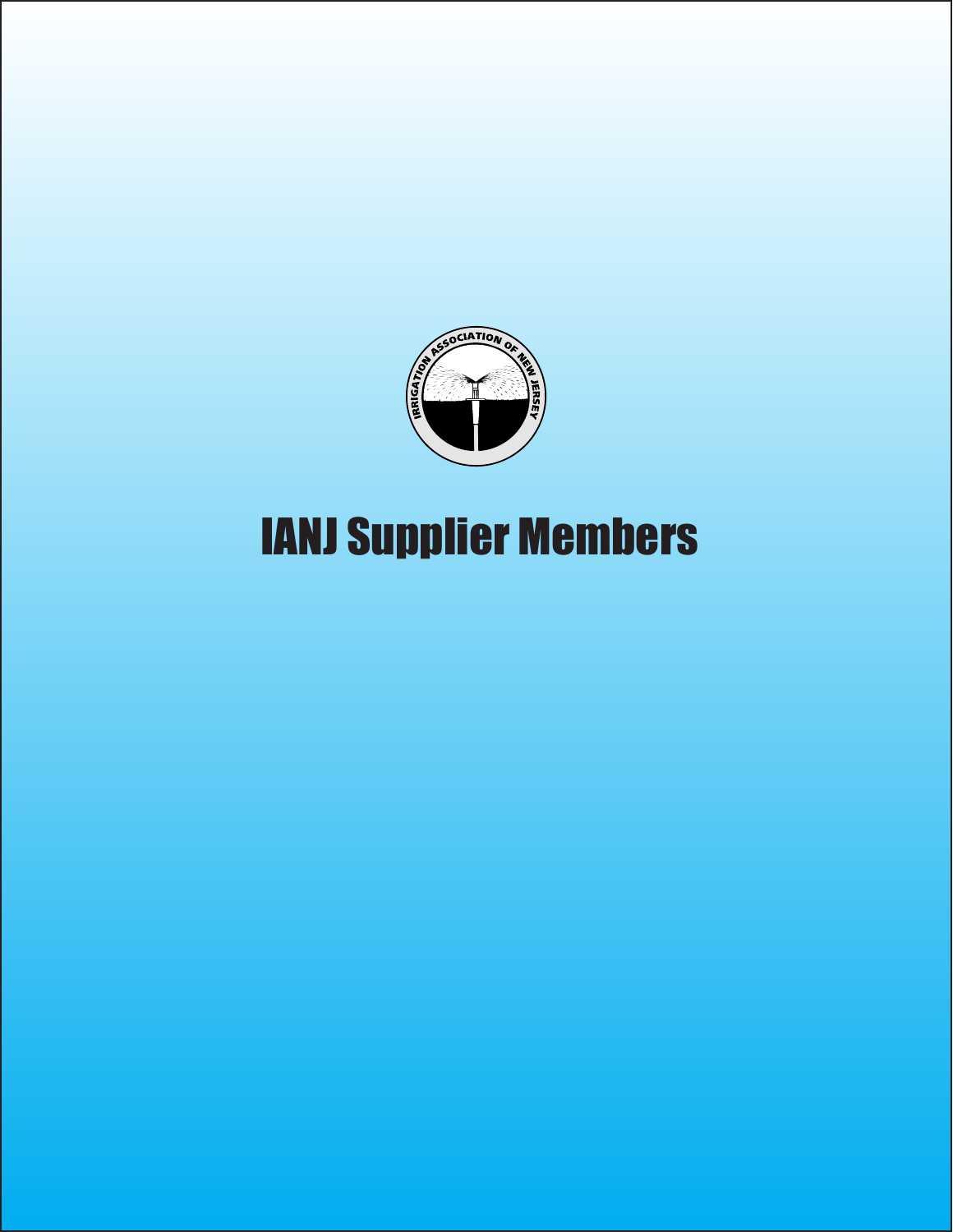# IANJ Supplier Members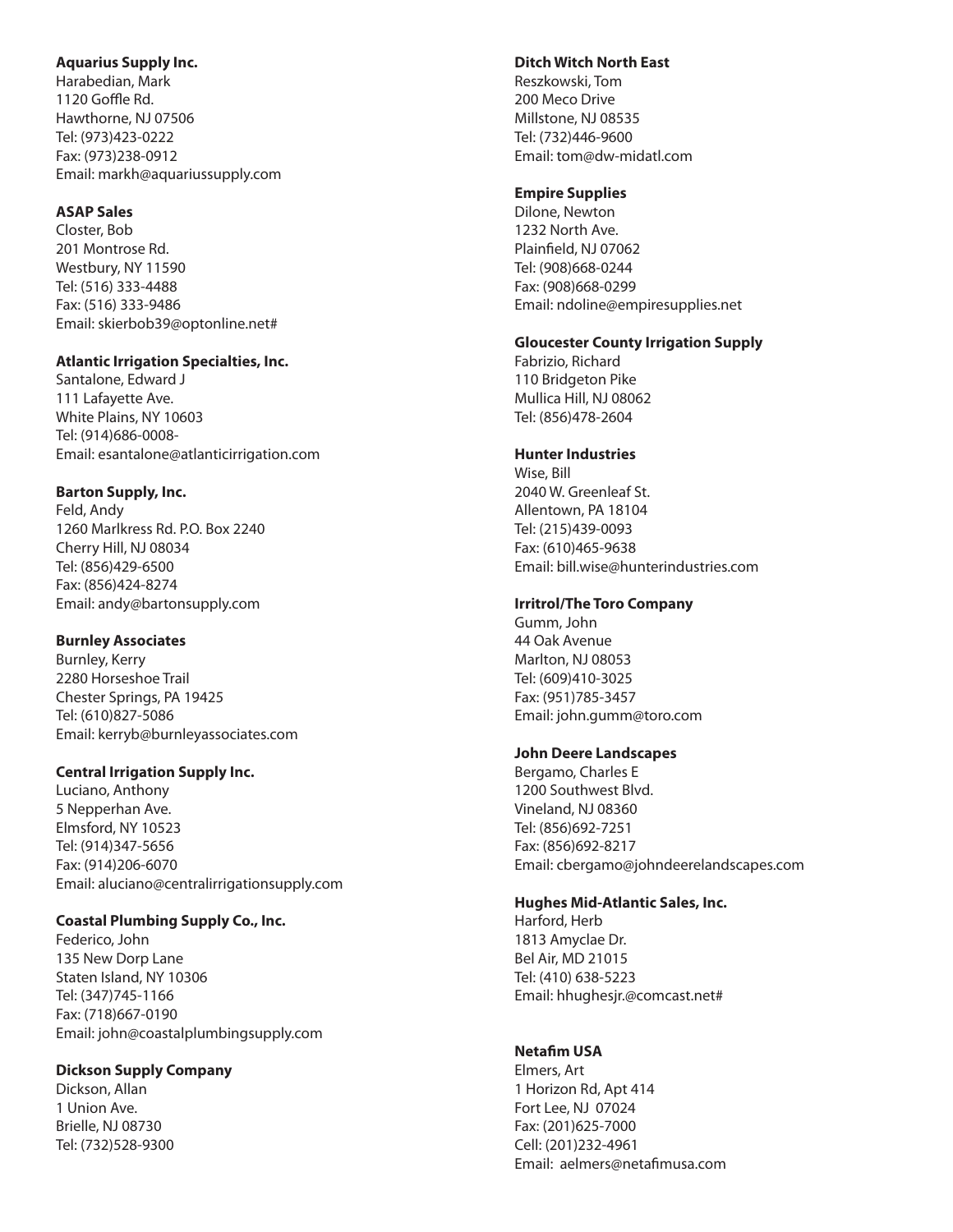**Aquarius Supply Inc.**
Harabedian, Mark
1120 Goffle Rd.
Hawthorne, NJ 07506
Tel: (973)423-0222
Fax: (973)238-0912
Email: markh@aquariussupply.com

**ASAP Sales**
Closter, Bob
201 Montrose Rd.
Westbury, NY 11590
Tel: (516) 333-4488
Fax: (516) 333-9486
Email: skierbob39@optonline.net#

**Atlantic Irrigation Specialties, Inc.**
Santalone, Edward J
111 Lafayette Ave.
White Plains, NY 10603
Tel: (914)686-0008-
Email: esantalone@atlanticirrigation.com

**Barton Supply, Inc.**
Feld, Andy
1260 Marlkress Rd. P.O. Box 2240
Cherry Hill, NJ 08034
Tel: (856)429-6500
Fax: (856)424-8274
Email: andy@bartonsupply.com

**Burnley Associates**
Burnley, Kerry
2280 Horseshoe Trail
Chester Springs, PA 19425
Tel: (610)827-5086
Email: kerryb@burnleyassociates.com

**Central Irrigation Supply Inc.**
Luciano, Anthony
5 Nepperhan Ave.
Elmsford, NY 10523
Tel: (914)347-5656
Fax: (914)206-6070
Email: aluciano@centralirrigationsupply.com

**Coastal Plumbing Supply Co., Inc.**
Federico, John
135 New Dorp Lane
Staten Island, NY 10306
Tel: (347)745-1166
Fax: (718)667-0190
Email: john@coastalplumbingsupply.com

**Dickson Supply Company**
Dickson, Allan
1 Union Ave.
Brielle, NJ 08730
Tel: (732)528-9300

**Ditch Witch North East**
Reszkowski, Tom
200 Meco Drive
Millstone, NJ 08535
Tel: (732)446-9600
Email: tom@dw-midatl.com

**Empire Supplies**
Dilone, Newton
1232 North Ave.
Plainfield, NJ 07062
Tel: (908)668-0244
Fax: (908)668-0299
Email: ndoline@empiresupplies.net

**Gloucester County Irrigation Supply**
Fabrizio, Richard
110 Bridgeton Pike
Mullica Hill, NJ 08062
Tel: (856)478-2604

**Hunter Industries**
Wise, Bill
2040 W. Greenleaf St.
Allentown, PA 18104
Tel: (215)439-0093
Fax: (610)465-9638
Email: bill.wise@hunterindustries.com

**Irritrol/The Toro Company**
Gumm, John
44 Oak Avenue
Marlton, NJ 08053
Tel: (609)410-3025
Fax: (951)785-3457
Email: john.gumm@toro.com

**John Deere Landscapes**
Bergamo, Charles E
1200 Southwest Blvd.
Vineland, NJ 08360
Tel: (856)692-7251
Fax: (856)692-8217
Email: cbergamo@johndeerelandscapes.com

**Hughes Mid-Atlantic Sales, Inc.**
Harford, Herb
1813 Amyclae Dr.
Bel Air, MD 21015
Tel: (410) 638-5223
Email: hhughesjr.@comcast.net#

**Netafim USA**
Elmers, Art
1 Horizon Rd, Apt 414
Fort Lee, NJ 07024
Fax: (201)625-7000
Cell: (201)232-4961
Email: aelmers@netafimusa.com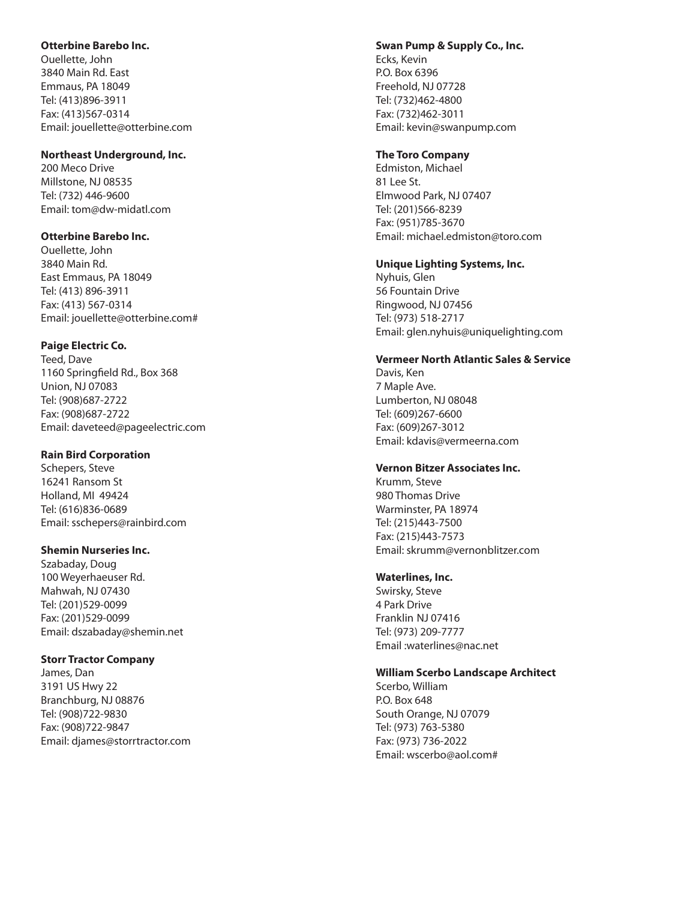**Otterbine Barebo Inc.**
Ouellette, John
3840 Main Rd. East
Emmaus, PA 18049
Tel: (413)896-3911
Fax: (413)567-0314
Email: jouellette@otterbine.com

**Northeast Underground, Inc.**
200 Meco Drive
Millstone, NJ 08535
Tel: (732) 446-9600
Email: tom@dw-midatl.com

**Otterbine Barebo Inc.**
Ouellette, John
3840 Main Rd.
East Emmaus, PA 18049
Tel: (413) 896-3911
Fax: (413) 567-0314
Email: jouellette@otterbine.com#

**Paige Electric Co.**
Teed, Dave
1160 Springfield Rd., Box 368
Union, NJ 07083
Tel: (908)687-2722
Fax: (908)687-2722
Email: daveteed@pageelectric.com

**Rain Bird Corporation**
Schepers, Steve
16241 Ransom St
Holland, MI 49424
Tel: (616)836-0689
Email: sschepers@rainbird.com

**Shemin Nurseries Inc.**
Szabaday, Doug
100 Weyerhaeuser Rd.
Mahwah, NJ 07430
Tel: (201)529-0099
Fax: (201)529-0099
Email: dszabaday@shemin.net

**Storr Tractor Company**
James, Dan
3191 US Hwy 22
Branchburg, NJ 08876
Tel: (908)722-9830
Fax: (908)722-9847
Email: djames@storrtractor.com

**Swan Pump & Supply Co., Inc.**
Ecks, Kevin
P.O. Box 6396
Freehold, NJ 07728
Tel: (732)462-4800
Fax: (732)462-3011
Email: kevin@swanpump.com

**The Toro Company**
Edmiston, Michael
81 Lee St.
Elmwood Park, NJ 07407
Tel: (201)566-8239
Fax: (951)785-3670
Email: michael.edmiston@toro.com

**Unique Lighting Systems, Inc.**
Nyhuis, Glen
56 Fountain Drive
Ringwood, NJ 07456
Tel: (973) 518-2717
Email: glen.nyhuis@uniquelighting.com

**Vermeer North Atlantic Sales & Service**
Davis, Ken
7 Maple Ave.
Lumberton, NJ 08048
Tel: (609)267-6600
Fax: (609)267-3012
Email: kdavis@vermeerna.com

**Vernon Bitzer Associates Inc.**
Krumm, Steve
980 Thomas Drive
Warminster, PA 18974
Tel: (215)443-7500
Fax: (215)443-7573
Email: skrumm@vernonblitzer.com

**Waterlines, Inc.**
Swirsky, Steve
4 Park Drive
Franklin NJ 07416
Tel: (973) 209-7777
Email :waterlines@nac.net

**William Scerbo Landscape Architect**
Scerbo, William
P.O. Box 648
South Orange, NJ 07079
Tel: (973) 763-5380
Fax: (973) 736-2022
Email: wscerbo@aol.com#